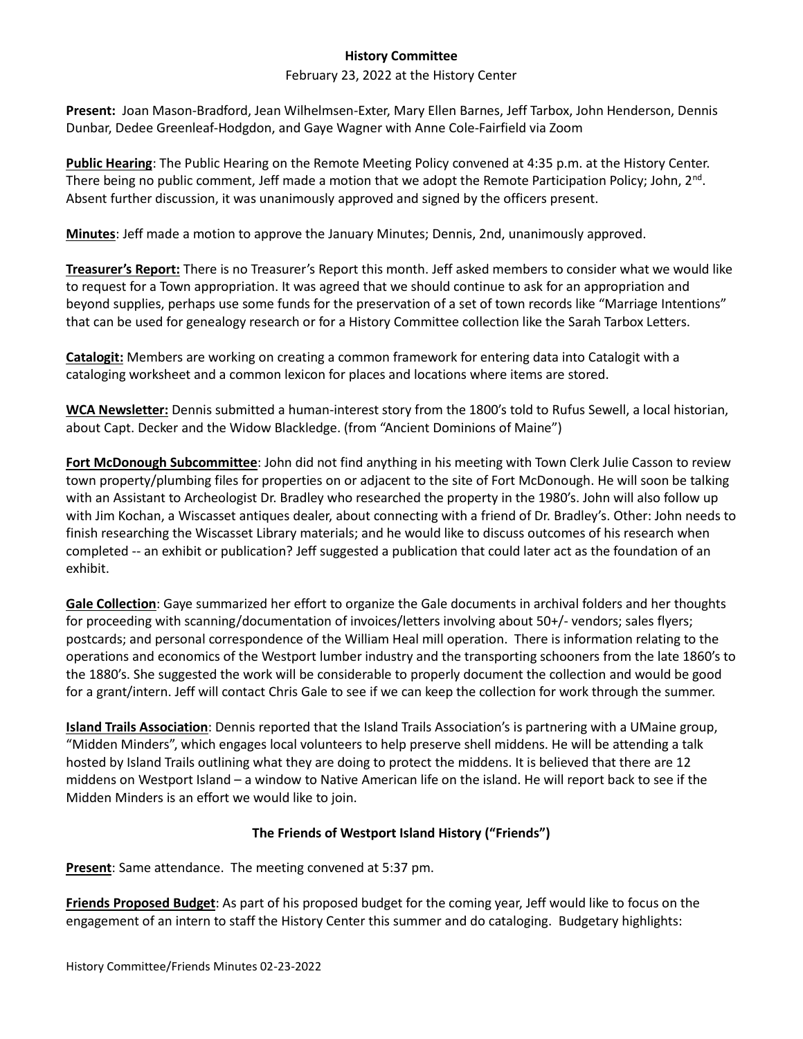**History Committee**

February 23, 2022 at the History Center

**Present:** Joan Mason-Bradford, Jean Wilhelmsen-Exter, Mary Ellen Barnes, Jeff Tarbox, John Henderson, Dennis Dunbar, Dedee Greenleaf-Hodgdon, and Gaye Wagner with Anne Cole-Fairfield via Zoom

**Public Hearing**: The Public Hearing on the Remote Meeting Policy convened at 4:35 p.m. at the History Center. There being no public comment, Jeff made a motion that we adopt the Remote Participation Policy; John, 2nd. Absent further discussion, it was unanimously approved and signed by the officers present.

**Minutes**: Jeff made a motion to approve the January Minutes; Dennis, 2nd, unanimously approved.

**Treasurer's Report:** There is no Treasurer's Report this month. Jeff asked members to consider what we would like to request for a Town appropriation. It was agreed that we should continue to ask for an appropriation and beyond supplies, perhaps use some funds for the preservation of a set of town records like "Marriage Intentions" that can be used for genealogy research or for a History Committee collection like the Sarah Tarbox Letters.

**Catalogit:** Members are working on creating a common framework for entering data into Catalogit with a cataloging worksheet and a common lexicon for places and locations where items are stored.

**WCA Newsletter:** Dennis submitted a human-interest story from the 1800's told to Rufus Sewell, a local historian, about Capt. Decker and the Widow Blackledge. (from "Ancient Dominions of Maine")

**Fort McDonough Subcommittee**: John did not find anything in his meeting with Town Clerk Julie Casson to review town property/plumbing files for properties on or adjacent to the site of Fort McDonough. He will soon be talking with an Assistant to Archeologist Dr. Bradley who researched the property in the 1980's. John will also follow up with Jim Kochan, a Wiscasset antiques dealer, about connecting with a friend of Dr. Bradley's. Other: John needs to finish researching the Wiscasset Library materials; and he would like to discuss outcomes of his research when completed -- an exhibit or publication? Jeff suggested a publication that could later act as the foundation of an exhibit.

**Gale Collection**: Gaye summarized her effort to organize the Gale documents in archival folders and her thoughts for proceeding with scanning/documentation of invoices/letters involving about 50+/- vendors; sales flyers; postcards; and personal correspondence of the William Heal mill operation. There is information relating to the operations and economics of the Westport lumber industry and the transporting schooners from the late 1860's to the 1880's. She suggested the work will be considerable to properly document the collection and would be good for a grant/intern. Jeff will contact Chris Gale to see if we can keep the collection for work through the summer.

**Island Trails Association**: Dennis reported that the Island Trails Association's is partnering with a UMaine group, "Midden Minders", which engages local volunteers to help preserve shell middens. He will be attending a talk hosted by Island Trails outlining what they are doing to protect the middens. It is believed that there are 12 middens on Westport Island – a window to Native American life on the island. He will report back to see if the Midden Minders is an effort we would like to join.

**The Friends of Westport Island History ("Friends")**

**Present**: Same attendance. The meeting convened at 5:37 pm.

**Friends Proposed Budget**: As part of his proposed budget for the coming year, Jeff would like to focus on the engagement of an intern to staff the History Center this summer and do cataloging. Budgetary highlights: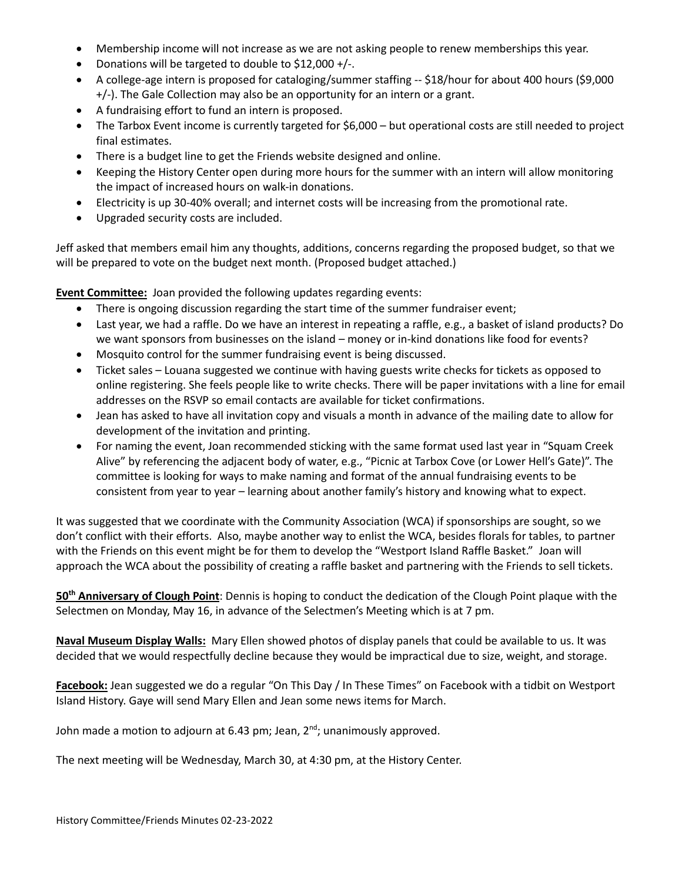- Membership income will not increase as we are not asking people to renew memberships this year.
- Donations will be targeted to double to $12,000 +/-.
- A college-age intern is proposed for cataloging/summer staffing -- $18/hour for about 400 hours ($9,000 +/-). The Gale Collection may also be an opportunity for an intern or a grant.
- A fundraising effort to fund an intern is proposed.
- The Tarbox Event income is currently targeted for $6,000 – but operational costs are still needed to project final estimates.
- There is a budget line to get the Friends website designed and online.
- Keeping the History Center open during more hours for the summer with an intern will allow monitoring the impact of increased hours on walk-in donations.
- Electricity is up 30-40% overall; and internet costs will be increasing from the promotional rate.
- Upgraded security costs are included.

Jeff asked that members email him any thoughts, additions, concerns regarding the proposed budget, so that we will be prepared to vote on the budget next month. (Proposed budget attached.)

**Event Committee:** Joan provided the following updates regarding events:

- There is ongoing discussion regarding the start time of the summer fundraiser event;
- Last year, we had a raffle. Do we have an interest in repeating a raffle, e.g., a basket of island products? Do we want sponsors from businesses on the island – money or in-kind donations like food for events?
- Mosquito control for the summer fundraising event is being discussed.
- Ticket sales – Louana suggested we continue with having guests write checks for tickets as opposed to online registering. She feels people like to write checks. There will be paper invitations with a line for email addresses on the RSVP so email contacts are available for ticket confirmations.
- Jean has asked to have all invitation copy and visuals a month in advance of the mailing date to allow for development of the invitation and printing.
- For naming the event, Joan recommended sticking with the same format used last year in "Squam Creek Alive" by referencing the adjacent body of water, e.g., "Picnic at Tarbox Cove (or Lower Hell's Gate)". The committee is looking for ways to make naming and format of the annual fundraising events to be consistent from year to year – learning about another family's history and knowing what to expect.

It was suggested that we coordinate with the Community Association (WCA) if sponsorships are sought, so we don't conflict with their efforts. Also, maybe another way to enlist the WCA, besides florals for tables, to partner with the Friends on this event might be for them to develop the "Westport Island Raffle Basket." Joan will approach the WCA about the possibility of creating a raffle basket and partnering with the Friends to sell tickets.

**50th Anniversary of Clough Point**: Dennis is hoping to conduct the dedication of the Clough Point plaque with the Selectmen on Monday, May 16, in advance of the Selectmen's Meeting which is at 7 pm.

**Naval Museum Display Walls:** Mary Ellen showed photos of display panels that could be available to us. It was decided that we would respectfully decline because they would be impractical due to size, weight, and storage.

**Facebook:** Jean suggested we do a regular "On This Day / In These Times" on Facebook with a tidbit on Westport Island History. Gaye will send Mary Ellen and Jean some news items for March.

John made a motion to adjourn at 6.43 pm; Jean, 2nd; unanimously approved.

The next meeting will be Wednesday, March 30, at 4:30 pm, at the History Center.